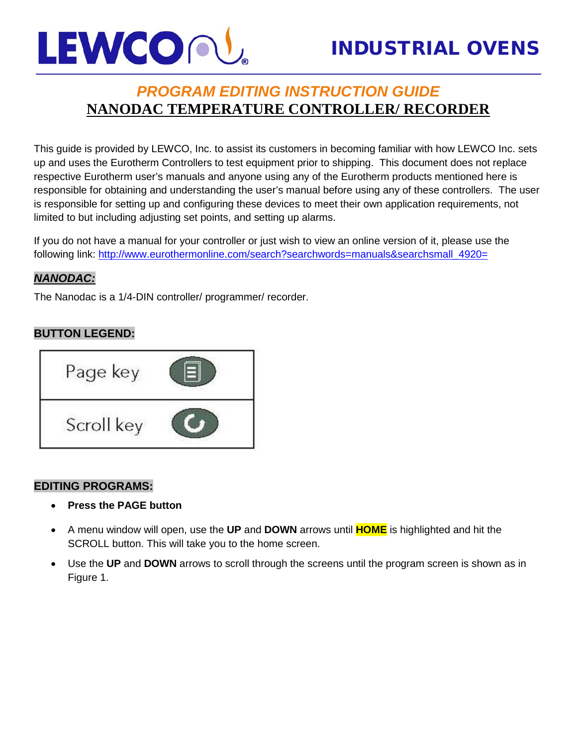LEWCO

INDUSTRIAL OVENS

# *PROGRAM EDITING INSTRUCTION GUIDE*

# NANODAC TEMPERATURE CONTROLLER/ RECORDER

This guide is provided by LEWCO, Inc. to assist its customers in becoming familiar with how LEWCO Inc. sets up and uses the Eurotherm Controllers to test equipment prior to shipping. This document does not replace respective Eurotherm user's manuals and anyone using any of the Eurotherm products mentioned here is responsible for obtaining and understanding the user's manual before using any of these controllers. The user is responsible for setting up and configuring these devices to meet their own application requirements, not limited to but including adjusting set points, and setting up alarms.

If you do not have a manual for your controller or just wish to view an online version of it, please use the following link: http://www.eurothermonline.com/search?searchwords=manuals&searchsmall_4920=

## ***NANODAC:***

The Nanodac is a 1/4-DIN controller/ programmer/ recorder.

## **BUTTON LEGEND:**

| Page key | |
| --- | --- |
| Scroll key | |

## **EDITING PROGRAMS:**

- **Press the PAGE button**
- A menu window will open, use the **UP** and **DOWN** arrows until **HOME** is highlighted and hit the SCROLL button. This will take you to the home screen.
- Use the **UP** and **DOWN** arrows to scroll through the screens until the program screen is shown as in Figure 1.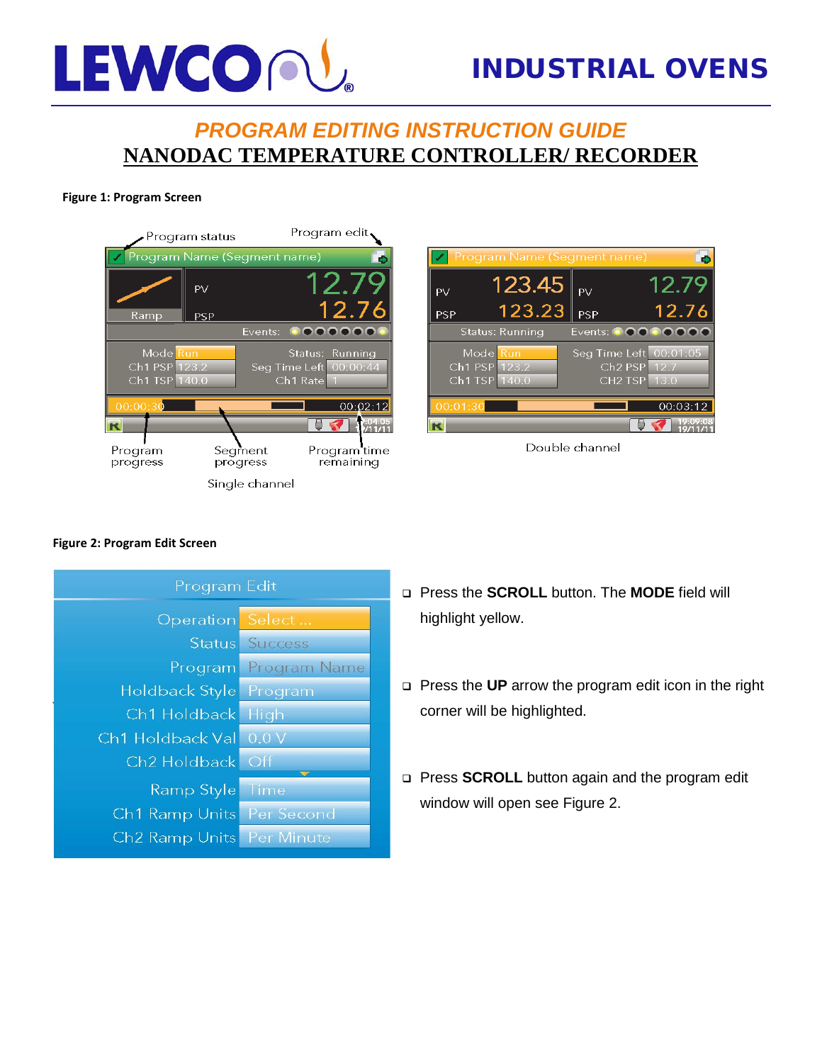# LEWCO INDUSTRIAL OVENS

## *PROGRAM EDITING INSTRUCTION GUIDE*

## NANODAC TEMPERATURE CONTROLLER/ RECORDER

**Figure 1: Program Screen**

**Figure 2: Program Edit Screen**

- Press the **SCROLL** button. The **MODE** field will highlight yellow.
- Press the **UP** arrow the program edit icon in the right corner will be highlighted.
- Press **SCROLL** button again and the program edit window will open see Figure 2.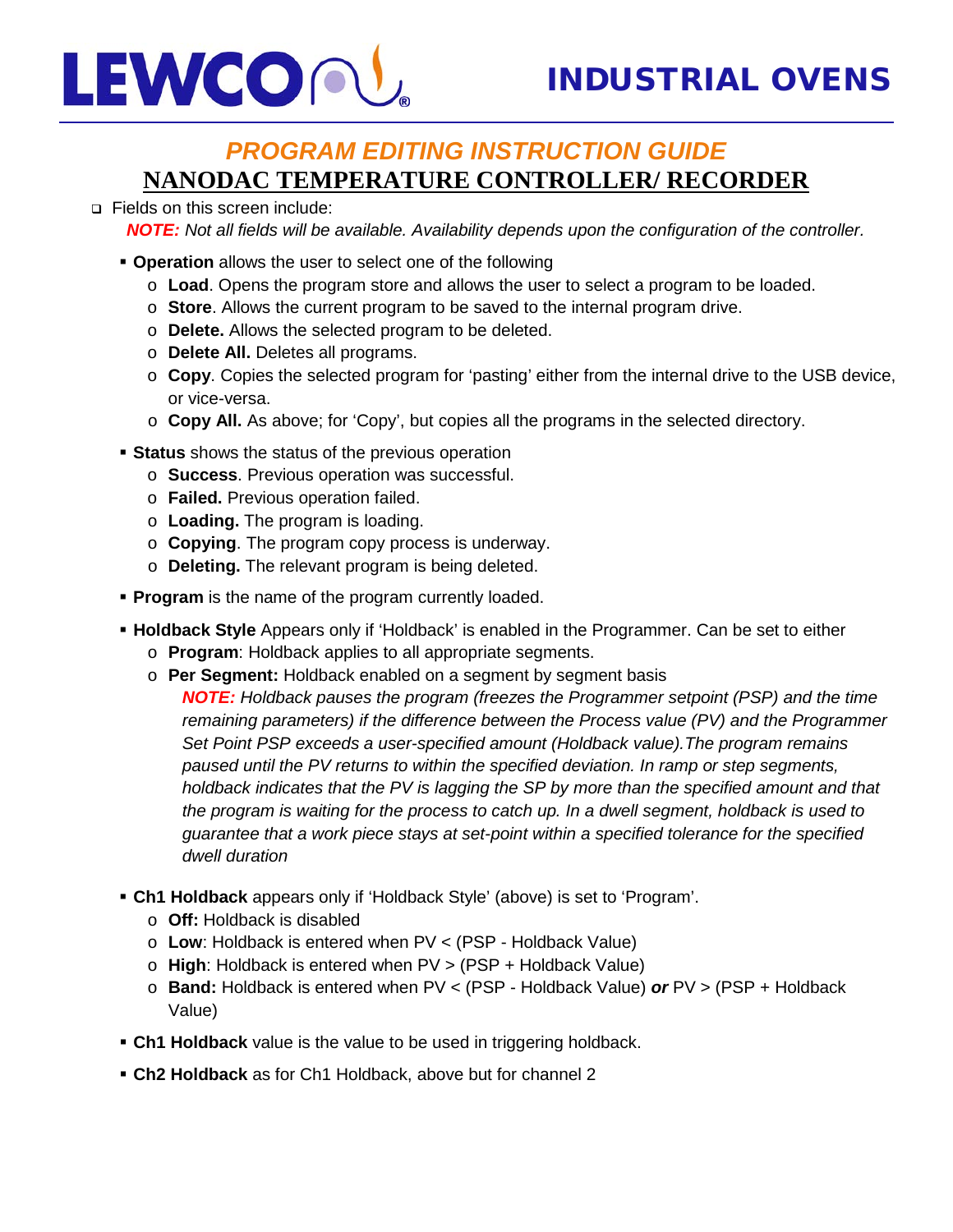## *PROGRAM EDITING INSTRUCTION GUIDE*

## NANODAC TEMPERATURE CONTROLLER/ RECORDER

- Fields on this screen include:

  ***NOTE:*** *Not all fields will be available. Availability depends upon the configuration of the controller.*

  - **Operation** allows the user to select one of the following
    - **Load**. Opens the program store and allows the user to select a program to be loaded.
    - **Store**. Allows the current program to be saved to the internal program drive.
    - **Delete.** Allows the selected program to be deleted.
    - **Delete All.** Deletes all programs.
    - **Copy**. Copies the selected program for 'pasting' either from the internal drive to the USB device, or vice-versa.
    - **Copy All.** As above; for 'Copy', but copies all the programs in the selected directory.
  - **Status** shows the status of the previous operation
    - **Success**. Previous operation was successful.
    - **Failed.** Previous operation failed.
    - **Loading.** The program is loading.
    - **Copying**. The program copy process is underway.
    - **Deleting.** The relevant program is being deleted.
  - **Program** is the name of the program currently loaded.
  - **Holdback Style** Appears only if 'Holdback' is enabled in the Programmer. Can be set to either
    - **Program**: Holdback applies to all appropriate segments.
    - **Per Segment:** Holdback enabled on a segment by segment basis

      ***NOTE:*** *Holdback pauses the program (freezes the Programmer setpoint (PSP) and the time remaining parameters) if the difference between the Process value (PV) and the Programmer Set Point PSP exceeds a user-specified amount (Holdback value).The program remains paused until the PV returns to within the specified deviation. In ramp or step segments, holdback indicates that the PV is lagging the SP by more than the specified amount and that the program is waiting for the process to catch up. In a dwell segment, holdback is used to guarantee that a work piece stays at set-point within a specified tolerance for the specified dwell duration*
  - **Ch1 Holdback** appears only if 'Holdback Style' (above) is set to 'Program'.
    - **Off:** Holdback is disabled
    - **Low**: Holdback is entered when PV < (PSP - Holdback Value)
    - **High**: Holdback is entered when PV > (PSP + Holdback Value)
    - **Band:** Holdback is entered when PV < (PSP - Holdback Value) ***or*** PV > (PSP + Holdback Value)
  - **Ch1 Holdback** value is the value to be used in triggering holdback.
  - **Ch2 Holdback** as for Ch1 Holdback, above but for channel 2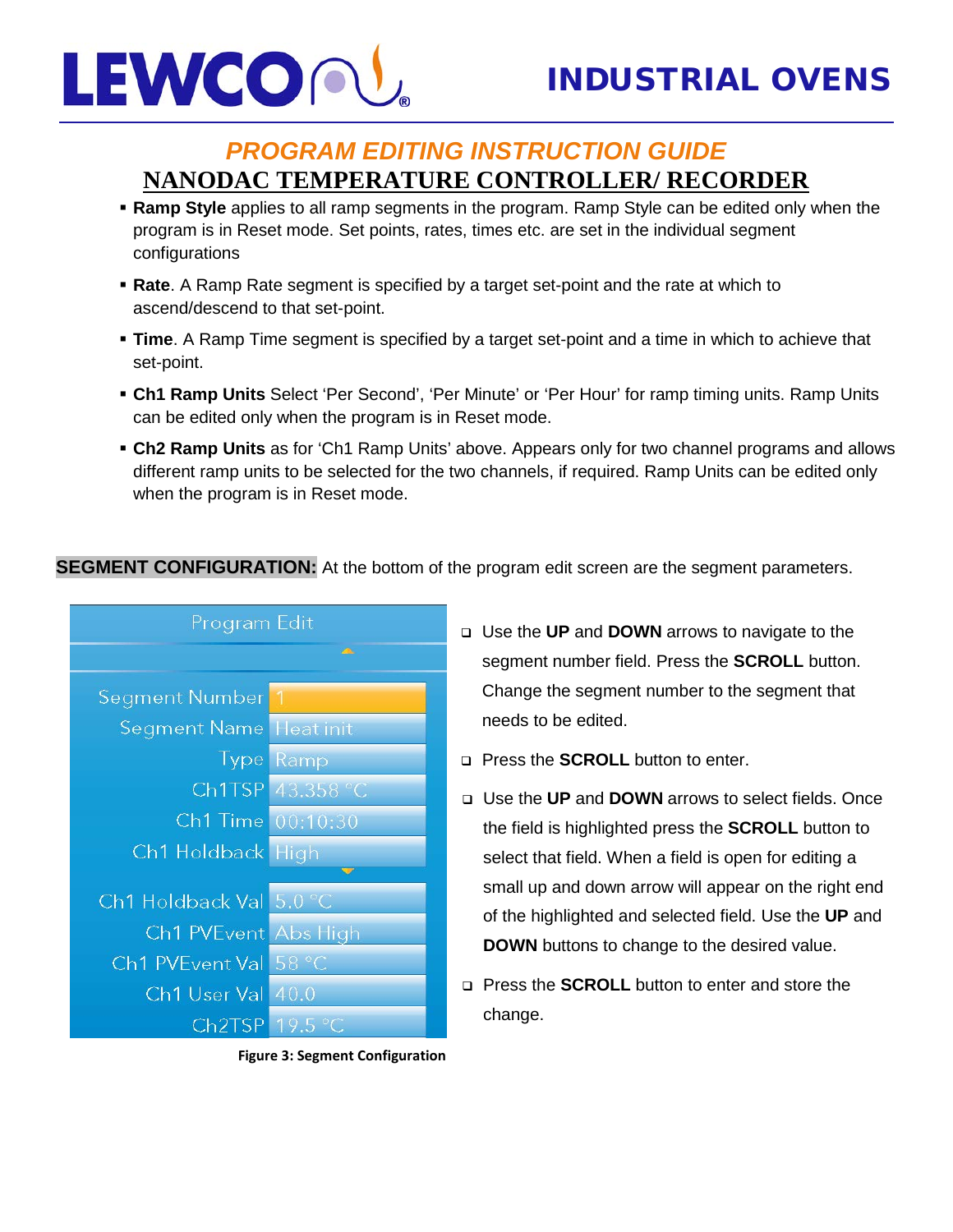## PROGRAM EDITING INSTRUCTION GUIDE

## NANODAC TEMPERATURE CONTROLLER/ RECORDER

- **Ramp Style** applies to all ramp segments in the program. Ramp Style can be edited only when the program is in Reset mode. Set points, rates, times etc. are set in the individual segment configurations
- **Rate**. A Ramp Rate segment is specified by a target set-point and the rate at which to ascend/descend to that set-point.
- **Time**. A Ramp Time segment is specified by a target set-point and a time in which to achieve that set-point.
- **Ch1 Ramp Units** Select 'Per Second', 'Per Minute' or 'Per Hour' for ramp timing units. Ramp Units can be edited only when the program is in Reset mode.
- **Ch2 Ramp Units** as for 'Ch1 Ramp Units' above. Appears only for two channel programs and allows different ramp units to be selected for the two channels, if required. Ramp Units can be edited only when the program is in Reset mode.

**SEGMENT CONFIGURATION:** At the bottom of the program edit screen are the segment parameters.

| Program Edit | |
|---|---|
| Segment Number | 1 |
| Segment Name | Heat init |
| Type | Ramp |
| Ch1TSP | 43.358 °C |
| Ch1 Time | 00:10:30 |
| Ch1 Holdback | High |
| Ch1 Holdback Val | 5.0 °C |
| Ch1 PVEvent | Abs High |
| Ch1 PVEvent Val | 58 °C |
| Ch1 User Val | 40.0 |
| Ch2TSP | 19.5 °C |

**Figure 3: Segment Configuration**

- Use the **UP** and **DOWN** arrows to navigate to the segment number field. Press the **SCROLL** button. Change the segment number to the segment that needs to be edited.
- Press the **SCROLL** button to enter.
- Use the **UP** and **DOWN** arrows to select fields. Once the field is highlighted press the **SCROLL** button to select that field. When a field is open for editing a small up and down arrow will appear on the right end of the highlighted and selected field. Use the **UP** and **DOWN** buttons to change to the desired value.
- Press the **SCROLL** button to enter and store the change.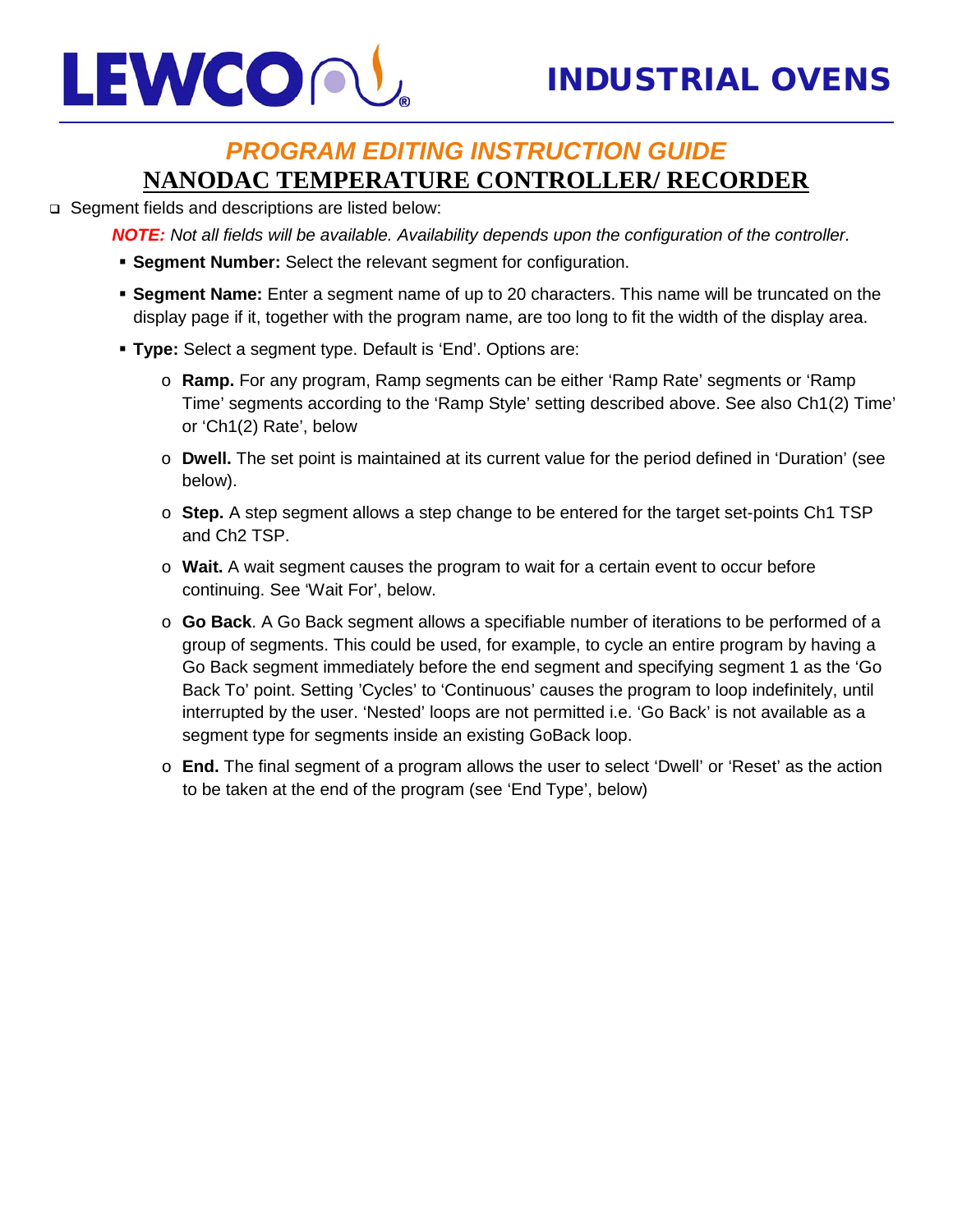## *PROGRAM EDITING INSTRUCTION GUIDE*

## NANODAC TEMPERATURE CONTROLLER/ RECORDER

- Segment fields and descriptions are listed below:

  ***NOTE:*** *Not all fields will be available. Availability depends upon the configuration of the controller.*

  - **Segment Number:** Select the relevant segment for configuration.
  - **Segment Name:** Enter a segment name of up to 20 characters. This name will be truncated on the display page if it, together with the program name, are too long to fit the width of the display area.
  - **Type:** Select a segment type. Default is 'End'. Options are:
    - **Ramp.** For any program, Ramp segments can be either 'Ramp Rate' segments or 'Ramp Time' segments according to the 'Ramp Style' setting described above. See also Ch1(2) Time' or 'Ch1(2) Rate', below
    - **Dwell.** The set point is maintained at its current value for the period defined in 'Duration' (see below).
    - **Step.** A step segment allows a step change to be entered for the target set-points Ch1 TSP and Ch2 TSP.
    - **Wait.** A wait segment causes the program to wait for a certain event to occur before continuing. See 'Wait For', below.
    - **Go Back**. A Go Back segment allows a specifiable number of iterations to be performed of a group of segments. This could be used, for example, to cycle an entire program by having a Go Back segment immediately before the end segment and specifying segment 1 as the 'Go Back To' point. Setting 'Cycles' to 'Continuous' causes the program to loop indefinitely, until interrupted by the user. 'Nested' loops are not permitted i.e. 'Go Back' is not available as a segment type for segments inside an existing GoBack loop.
    - **End.** The final segment of a program allows the user to select 'Dwell' or 'Reset' as the action to be taken at the end of the program (see 'End Type', below)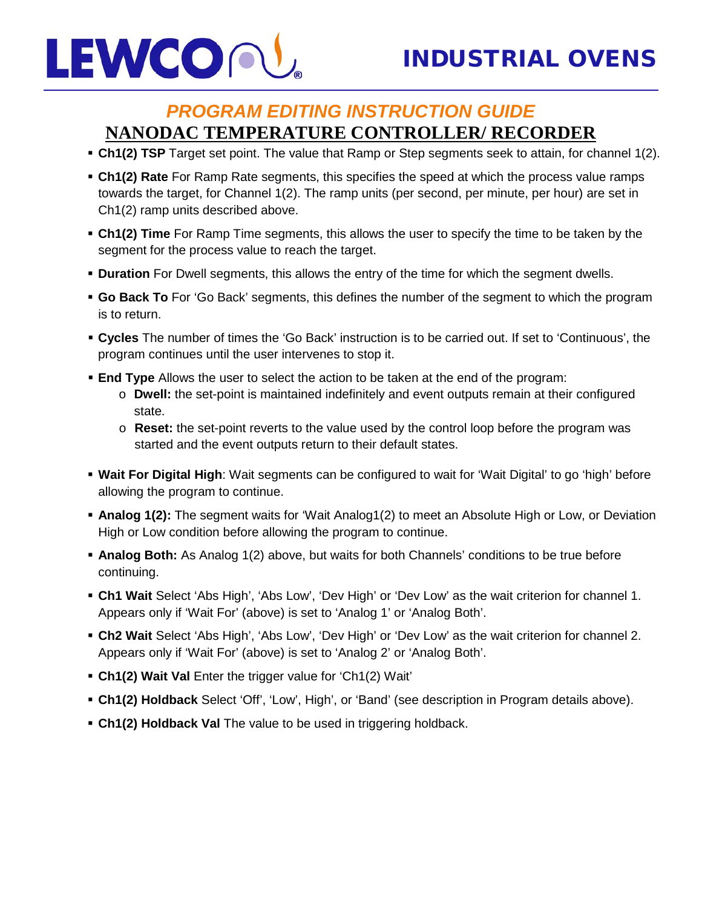## *PROGRAM EDITING INSTRUCTION GUIDE*

## NANODAC TEMPERATURE CONTROLLER/ RECORDER

- **Ch1(2) TSP** Target set point. The value that Ramp or Step segments seek to attain, for channel 1(2).
- **Ch1(2) Rate** For Ramp Rate segments, this specifies the speed at which the process value ramps towards the target, for Channel 1(2). The ramp units (per second, per minute, per hour) are set in Ch1(2) ramp units described above.
- **Ch1(2) Time** For Ramp Time segments, this allows the user to specify the time to be taken by the segment for the process value to reach the target.
- **Duration** For Dwell segments, this allows the entry of the time for which the segment dwells.
- **Go Back To** For 'Go Back' segments, this defines the number of the segment to which the program is to return.
- **Cycles** The number of times the 'Go Back' instruction is to be carried out. If set to 'Continuous', the program continues until the user intervenes to stop it.
- **End Type** Allows the user to select the action to be taken at the end of the program:
  - **Dwell:** the set-point is maintained indefinitely and event outputs remain at their configured state.
  - **Reset:** the set-point reverts to the value used by the control loop before the program was started and the event outputs return to their default states.
- **Wait For Digital High**: Wait segments can be configured to wait for 'Wait Digital' to go 'high' before allowing the program to continue.
- **Analog 1(2):** The segment waits for 'Wait Analog1(2) to meet an Absolute High or Low, or Deviation High or Low condition before allowing the program to continue.
- **Analog Both:** As Analog 1(2) above, but waits for both Channels' conditions to be true before continuing.
- **Ch1 Wait** Select 'Abs High', 'Abs Low', 'Dev High' or 'Dev Low' as the wait criterion for channel 1. Appears only if 'Wait For' (above) is set to 'Analog 1' or 'Analog Both'.
- **Ch2 Wait** Select 'Abs High', 'Abs Low', 'Dev High' or 'Dev Low' as the wait criterion for channel 2. Appears only if 'Wait For' (above) is set to 'Analog 2' or 'Analog Both'.
- **Ch1(2) Wait Val** Enter the trigger value for 'Ch1(2) Wait'
- **Ch1(2) Holdback** Select 'Off', 'Low', High', or 'Band' (see description in Program details above).
- **Ch1(2) Holdback Val** The value to be used in triggering holdback.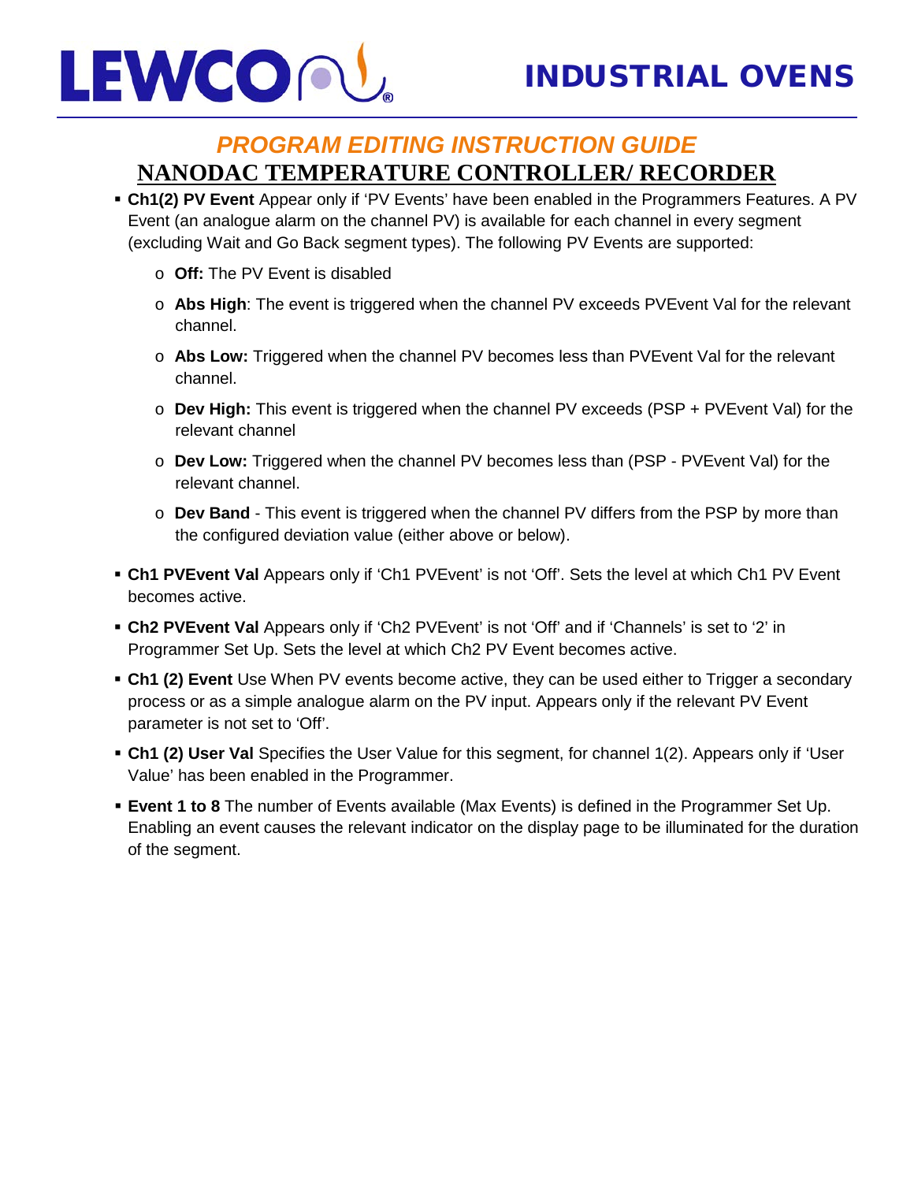## *PROGRAM EDITING INSTRUCTION GUIDE*

## NANODAC TEMPERATURE CONTROLLER/ RECORDER

- **Ch1(2) PV Event** Appear only if 'PV Events' have been enabled in the Programmers Features. A PV Event (an analogue alarm on the channel PV) is available for each channel in every segment (excluding Wait and Go Back segment types). The following PV Events are supported:
  - **Off:** The PV Event is disabled
  - **Abs High**: The event is triggered when the channel PV exceeds PVEvent Val for the relevant channel.
  - **Abs Low:** Triggered when the channel PV becomes less than PVEvent Val for the relevant channel.
  - **Dev High:** This event is triggered when the channel PV exceeds (PSP + PVEvent Val) for the relevant channel
  - **Dev Low:** Triggered when the channel PV becomes less than (PSP - PVEvent Val) for the relevant channel.
  - **Dev Band** - This event is triggered when the channel PV differs from the PSP by more than the configured deviation value (either above or below).
- **Ch1 PVEvent Val** Appears only if 'Ch1 PVEvent' is not 'Off'. Sets the level at which Ch1 PV Event becomes active.
- **Ch2 PVEvent Val** Appears only if 'Ch2 PVEvent' is not 'Off' and if 'Channels' is set to '2' in Programmer Set Up. Sets the level at which Ch2 PV Event becomes active.
- **Ch1 (2) Event** Use When PV events become active, they can be used either to Trigger a secondary process or as a simple analogue alarm on the PV input. Appears only if the relevant PV Event parameter is not set to 'Off'.
- **Ch1 (2) User Val** Specifies the User Value for this segment, for channel 1(2). Appears only if 'User Value' has been enabled in the Programmer.
- **Event 1 to 8** The number of Events available (Max Events) is defined in the Programmer Set Up. Enabling an event causes the relevant indicator on the display page to be illuminated for the duration of the segment.